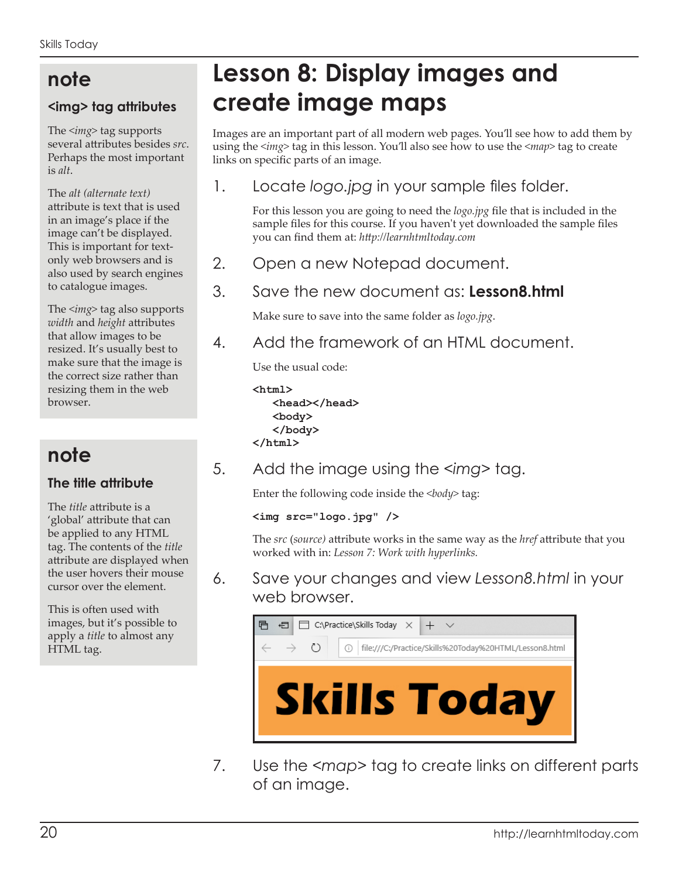# Lesson 8: Display images and create image maps

Images are an important part of all modern web pages. You'll see how to add them by using the *<img>* tag in this lesson. You'll also see how to use the *<map>* tag to create links on specific parts of an image.

## 1. Locate *logo.jpg* in your sample files folder.

For this lesson you are going to need the *logo.jpg* file that is included in the sample files for this course. If you haven't yet downloaded the sample files you can find them at: *http://learnhtmltoday.com*

## 2. Open a new Notepad document.

## 3. Save the new document as: **Lesson8.html**

Make sure to save into the same folder as *logo.jpg*.

## 4. Add the framework of an HTML document.

Use the usual code:

```
<html>
   <head></head>
   <body>
   </body>
</html>
```

## 5. Add the image using the *<img>* tag.

Enter the following code inside the *<body>* tag:

```
<img src="logo.jpg" />
```

The *src* (*source*) attribute works in the same way as the *href* attribute that you worked with in: *Lesson 7: Work with hyperlinks.*

## 6. Save your changes and view *Lesson8.html* in your web browser.

## 7. Use the *<map>* tag to create links on different parts of an image.

> ## note
> ### <img> tag attributes
>
> The *<img>* tag supports several attributes besides *src*. Perhaps the most important is *alt*.
>
> The *alt (alternate text)* attribute is text that is used in an image's place if the image can't be displayed. This is important for text-only web browsers and is also used by search engines to catalogue images.
>
> The *<img>* tag also supports *width* and *height* attributes that allow images to be resized. It's usually best to make sure that the image is the correct size rather than resizing them in the web browser.

> ## note
> ### The title attribute
>
> The *title* attribute is a 'global' attribute that can be applied to any HTML tag. The contents of the *title* attribute are displayed when the user hovers their mouse cursor over the element.
>
> This is often used with images, but it's possible to apply a *title* to almost any HTML tag.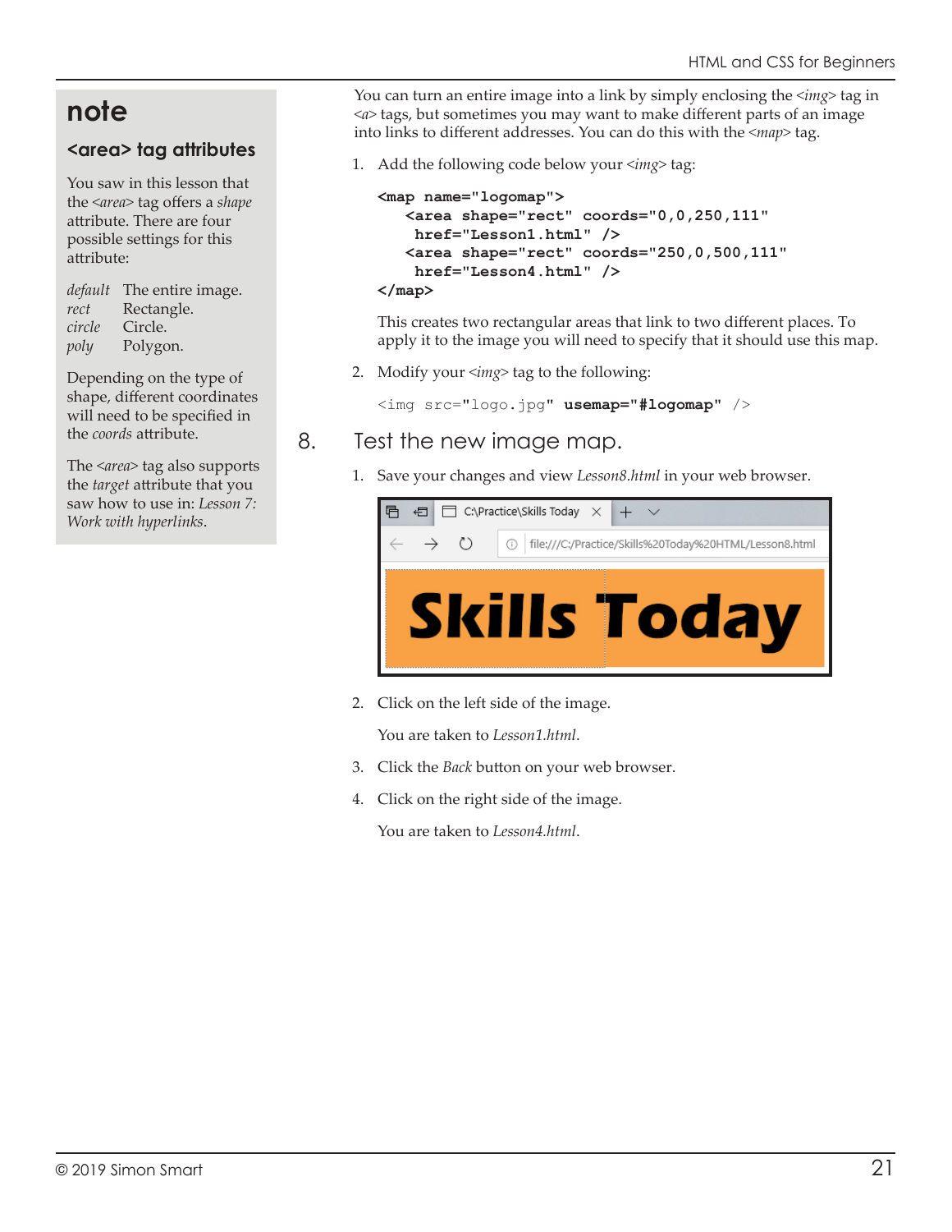## note

### <area> tag attributes

You saw in this lesson that the *<area>* tag offers a *shape* attribute. There are four possible settings for this attribute:

| | |
|---|---|
| *default* | The entire image. |
| *rect* | Rectangle. |
| *circle* | Circle. |
| *poly* | Polygon. |

Depending on the type of shape, different coordinates will need to be specified in the *coords* attribute.

The *<area>* tag also supports the *target* attribute that you saw how to use in: *Lesson 7: Work with hyperlinks*.

You can turn an entire image into a link by simply enclosing the *<img>* tag in *<a>* tags, but sometimes you may want to make different parts of an image into links to different addresses. You can do this with the *<map>* tag.

1. Add the following code below your *<img>* tag:

```
<map name="logomap">
   <area shape="rect" coords="0,0,250,111"
    href="Lesson1.html" />
   <area shape="rect" coords="250,0,500,111"
    href="Lesson4.html" />
</map>
```

   This creates two rectangular areas that link to two different places. To apply it to the image you will need to specify that it should use this map.

2. Modify your *<img>* tag to the following:

```
<img src="logo.jpg" usemap="#logomap" />
```

## 8. Test the new image map.

1. Save your changes and view *Lesson8.html* in your web browser.

C:\Practice\Skills Today
file:///C:/Practice/Skills%20Today%20HTML/Lesson8.html
Skills Today

2. Click on the left side of the image.

   You are taken to *Lesson1.html*.

3. Click the *Back* button on your web browser.

4. Click on the right side of the image.

   You are taken to *Lesson4.html*.